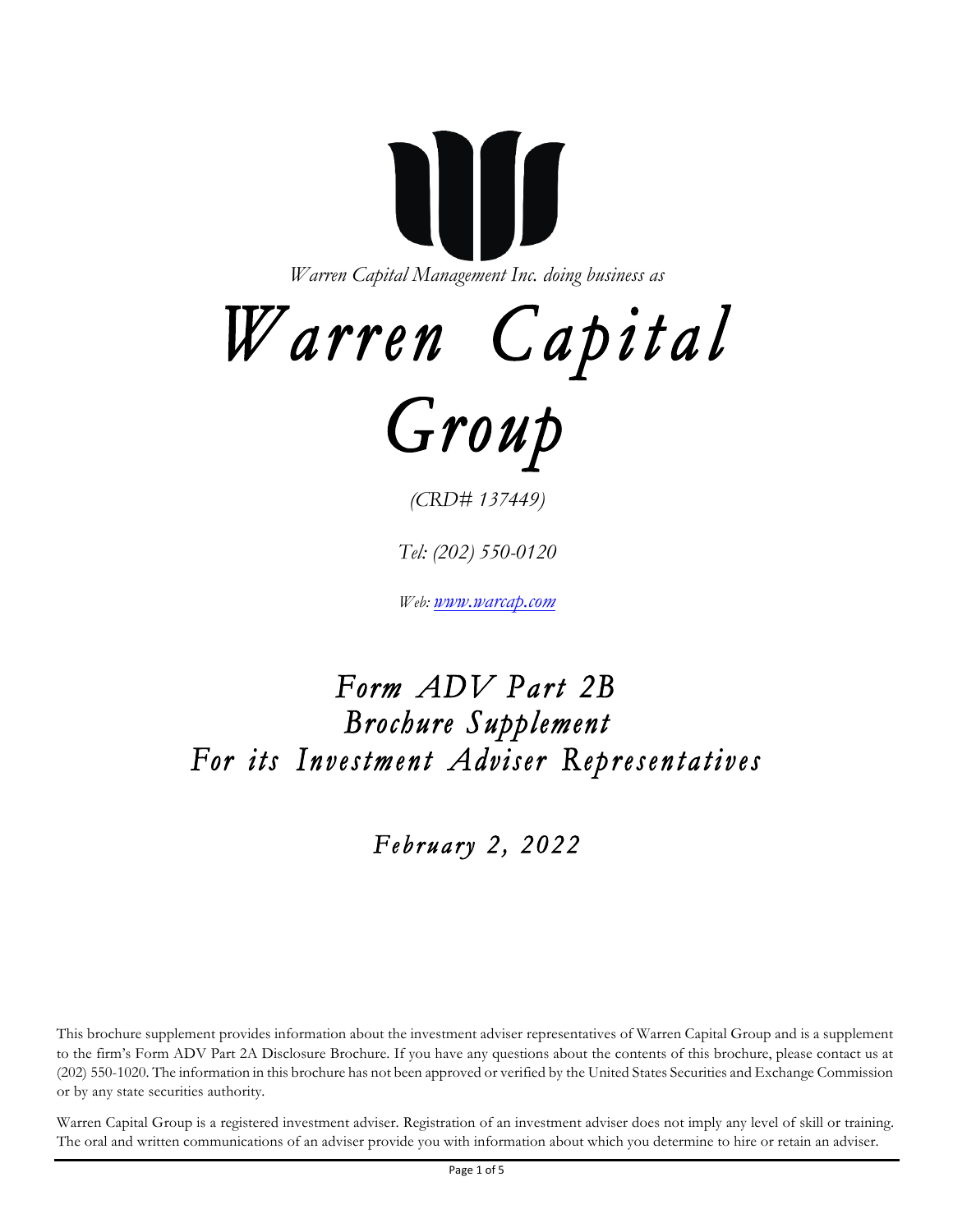*Warren Capital Management Inc. doing business as*

# *Warren Capital Group*

*(CRD# 137449)*

*Tel: (202) 550-0120*

*Web: [www.warcap.com](http://www.warcap.com)*

## *Form ADV Part 2B*
## *Brochure Supplement*
## *For its Investment Adviser Representatives*

### *February 2, 2022*

This brochure supplement provides information about the investment adviser representatives of Warren Capital Group and is a supplement to the firm's Form ADV Part 2A Disclosure Brochure. If you have any questions about the contents of this brochure, please contact us at (202) 550-1020. The information in this brochure has not been approved or verified by the United States Securities and Exchange Commission or by any state securities authority.

Warren Capital Group is a registered investment adviser. Registration of an investment adviser does not imply any level of skill or training. The oral and written communications of an adviser provide you with information about which you determine to hire or retain an adviser.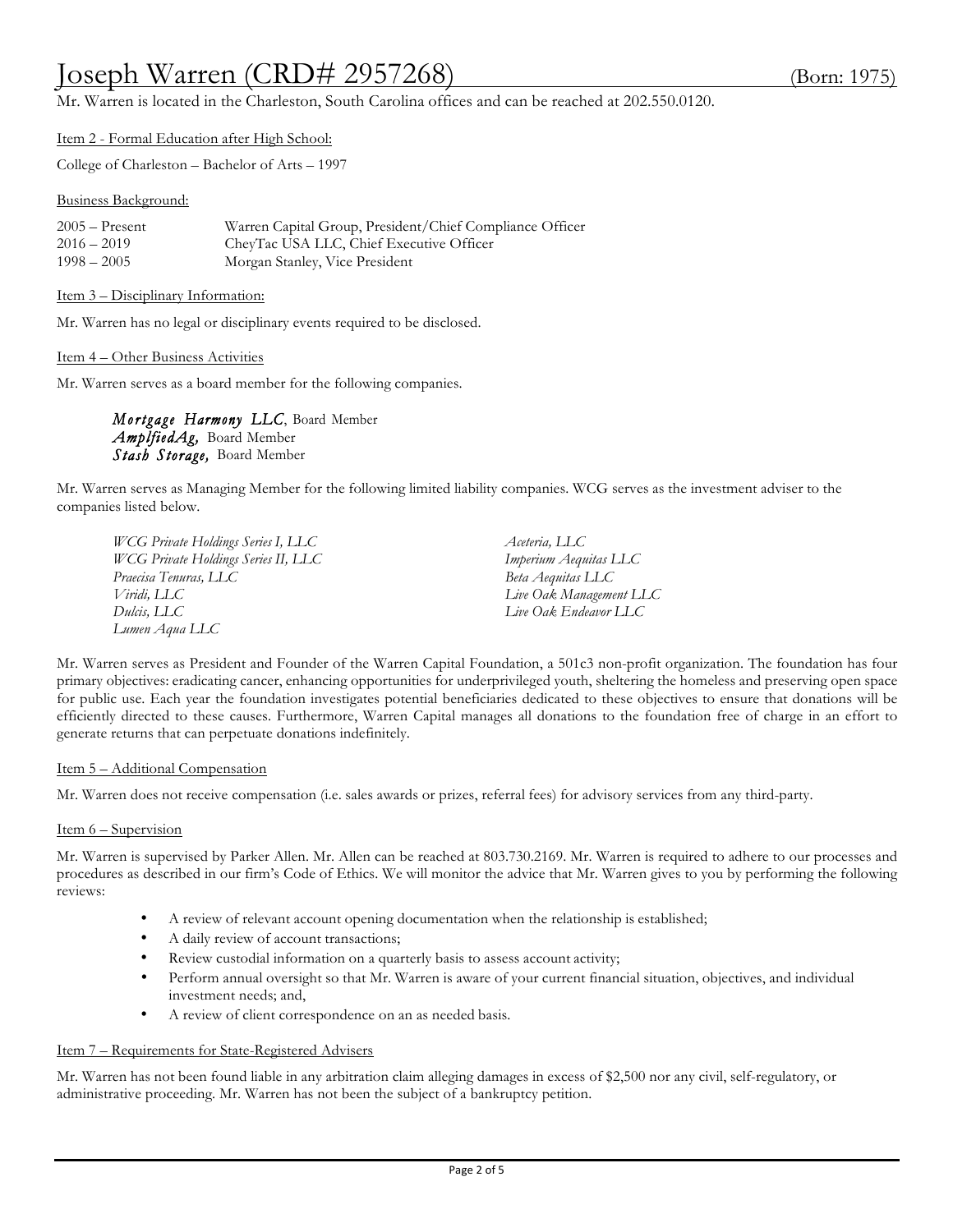# Joseph Warren (CRD# 2957268) (Born: 1975)

Mr. Warren is located in the Charleston, South Carolina offices and can be reached at 202.550.0120.

Item 2 - Formal Education after High School:

College of Charleston – Bachelor of Arts – 1997

Business Background:

| | |
|---|---|
| 2005 – Present | Warren Capital Group, President/Chief Compliance Officer |
| 2016 – 2019 | CheyTac USA LLC, Chief Executive Officer |
| 1998 – 2005 | Morgan Stanley, Vice President |

Item 3 – Disciplinary Information:

Mr. Warren has no legal or disciplinary events required to be disclosed.

Item 4 – Other Business Activities

Mr. Warren serves as a board member for the following companies.

*Mortgage Harmony LLC*, Board Member
*AmplfiedAg,* Board Member
*Stash Storage,* Board Member

Mr. Warren serves as Managing Member for the following limited liability companies. WCG serves as the investment adviser to the companies listed below.

*WCG Private Holdings Series I, LLC*
*WCG Private Holdings Series II, LLC*
*Praecisa Tenuras, LLC*
*Viridi, LLC*
*Dulcis, LLC*
*Lumen Aqua LLC*
*Aceteria, LLC*
*Imperium Aequitas LLC*
*Beta Aequitas LLC*
*Live Oak Management LLC*
*Live Oak Endeavor LLC*

Mr. Warren serves as President and Founder of the Warren Capital Foundation, a 501c3 non-profit organization. The foundation has four primary objectives: eradicating cancer, enhancing opportunities for underprivileged youth, sheltering the homeless and preserving open space for public use. Each year the foundation investigates potential beneficiaries dedicated to these objectives to ensure that donations will be efficiently directed to these causes. Furthermore, Warren Capital manages all donations to the foundation free of charge in an effort to generate returns that can perpetuate donations indefinitely.

Item 5 – Additional Compensation

Mr. Warren does not receive compensation (i.e. sales awards or prizes, referral fees) for advisory services from any third-party.

Item 6 – Supervision

Mr. Warren is supervised by Parker Allen. Mr. Allen can be reached at 803.730.2169. Mr. Warren is required to adhere to our processes and procedures as described in our firm's Code of Ethics. We will monitor the advice that Mr. Warren gives to you by performing the following reviews:

- A review of relevant account opening documentation when the relationship is established;
- A daily review of account transactions;
- Review custodial information on a quarterly basis to assess account activity;
- Perform annual oversight so that Mr. Warren is aware of your current financial situation, objectives, and individual investment needs; and,
- A review of client correspondence on an as needed basis.

Item 7 – Requirements for State-Registered Advisers

Mr. Warren has not been found liable in any arbitration claim alleging damages in excess of $2,500 nor any civil, self-regulatory, or administrative proceeding. Mr. Warren has not been the subject of a bankruptcy petition.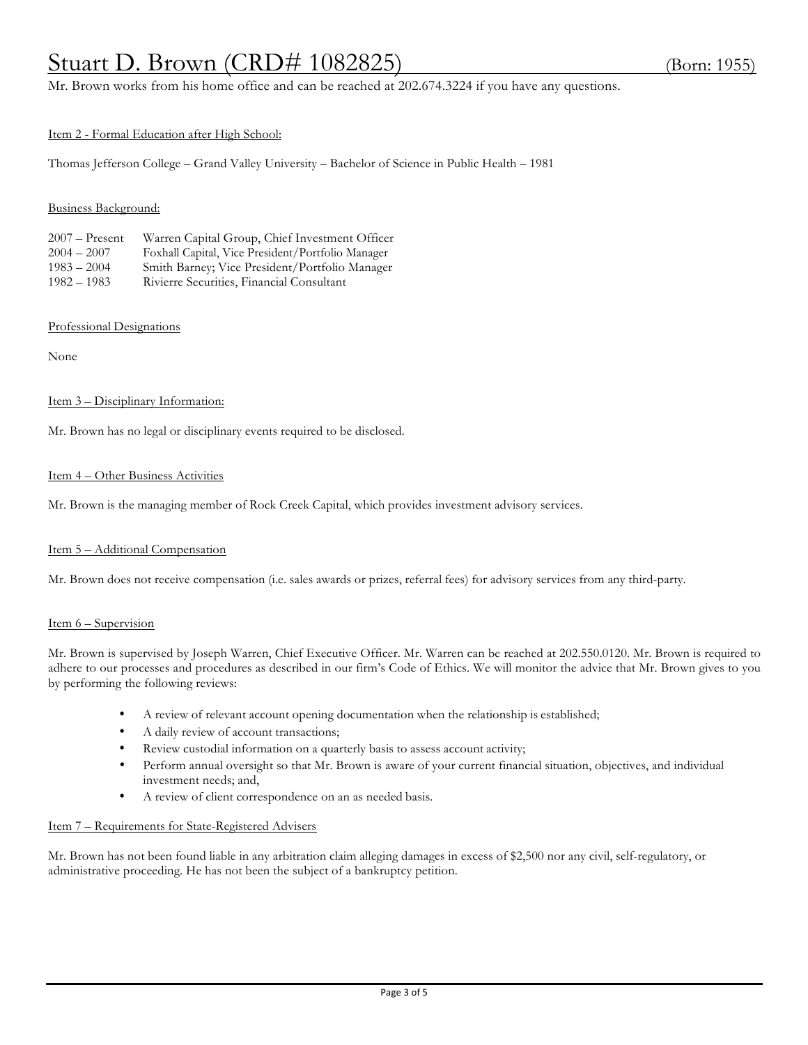# Stuart D. Brown (CRD# 1082825) (Born: 1955)

Mr. Brown works from his home office and can be reached at 202.674.3224 if you have any questions.

## Item 2 - Formal Education after High School:

Thomas Jefferson College – Grand Valley University – Bachelor of Science in Public Health – 1981

## Business Background:

| | |
|---|---|
| 2007 – Present | Warren Capital Group, Chief Investment Officer |
| 2004 – 2007 | Foxhall Capital, Vice President/Portfolio Manager |
| 1983 – 2004 | Smith Barney; Vice President/Portfolio Manager |
| 1982 – 1983 | Rivierre Securities, Financial Consultant |

## Professional Designations

None

## Item 3 – Disciplinary Information:

Mr. Brown has no legal or disciplinary events required to be disclosed.

## Item 4 – Other Business Activities

Mr. Brown is the managing member of Rock Creek Capital, which provides investment advisory services.

## Item 5 – Additional Compensation

Mr. Brown does not receive compensation (i.e. sales awards or prizes, referral fees) for advisory services from any third-party.

## Item 6 – Supervision

Mr. Brown is supervised by Joseph Warren, Chief Executive Officer. Mr. Warren can be reached at 202.550.0120. Mr. Brown is required to adhere to our processes and procedures as described in our firm's Code of Ethics. We will monitor the advice that Mr. Brown gives to you by performing the following reviews:

- A review of relevant account opening documentation when the relationship is established;
- A daily review of account transactions;
- Review custodial information on a quarterly basis to assess account activity;
- Perform annual oversight so that Mr. Brown is aware of your current financial situation, objectives, and individual investment needs; and,
- A review of client correspondence on an as needed basis.

## Item 7 – Requirements for State-Registered Advisers

Mr. Brown has not been found liable in any arbitration claim alleging damages in excess of $2,500 nor any civil, self-regulatory, or administrative proceeding. He has not been the subject of a bankruptcy petition.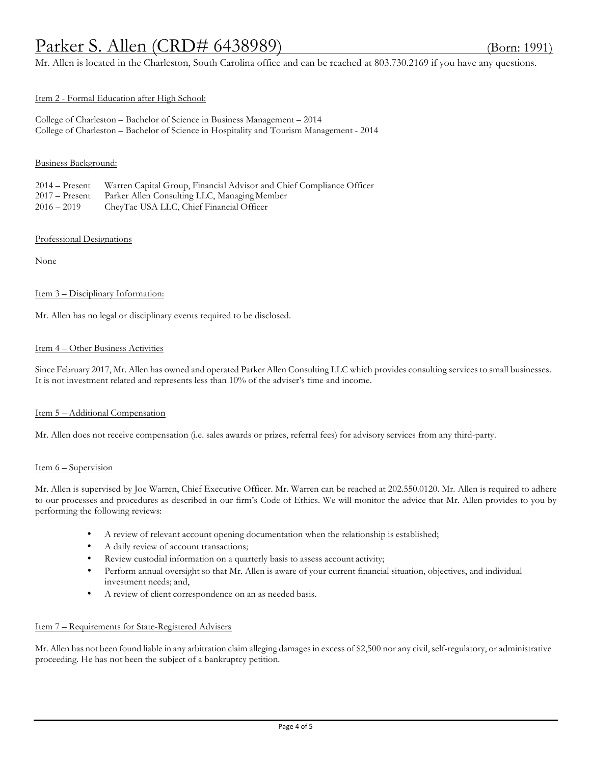# Parker S. Allen (CRD# 6438989) (Born: 1991)

Mr. Allen is located in the Charleston, South Carolina office and can be reached at 803.730.2169 if you have any questions.

## Item 2 - Formal Education after High School:

College of Charleston – Bachelor of Science in Business Management – 2014
College of Charleston – Bachelor of Science in Hospitality and Tourism Management - 2014

## Business Background:

| | |
|---|---|
| 2014 – Present | Warren Capital Group, Financial Advisor and Chief Compliance Officer |
| 2017 – Present | Parker Allen Consulting LLC, Managing Member |
| 2016 – 2019 | CheyTac USA LLC, Chief Financial Officer |

## Professional Designations

None

## Item 3 – Disciplinary Information:

Mr. Allen has no legal or disciplinary events required to be disclosed.

## Item 4 – Other Business Activities

Since February 2017, Mr. Allen has owned and operated Parker Allen Consulting LLC which provides consulting services to small businesses. It is not investment related and represents less than 10% of the adviser's time and income.

## Item 5 – Additional Compensation

Mr. Allen does not receive compensation (i.e. sales awards or prizes, referral fees) for advisory services from any third-party.

## Item 6 – Supervision

Mr. Allen is supervised by Joe Warren, Chief Executive Officer. Mr. Warren can be reached at 202.550.0120. Mr. Allen is required to adhere to our processes and procedures as described in our firm's Code of Ethics. We will monitor the advice that Mr. Allen provides to you by performing the following reviews:

- A review of relevant account opening documentation when the relationship is established;
- A daily review of account transactions;
- Review custodial information on a quarterly basis to assess account activity;
- Perform annual oversight so that Mr. Allen is aware of your current financial situation, objectives, and individual investment needs; and,
- A review of client correspondence on an as needed basis.

## Item 7 – Requirements for State-Registered Advisers

Mr. Allen has not been found liable in any arbitration claim alleging damages in excess of $2,500 nor any civil, self-regulatory, or administrative proceeding. He has not been the subject of a bankruptcy petition.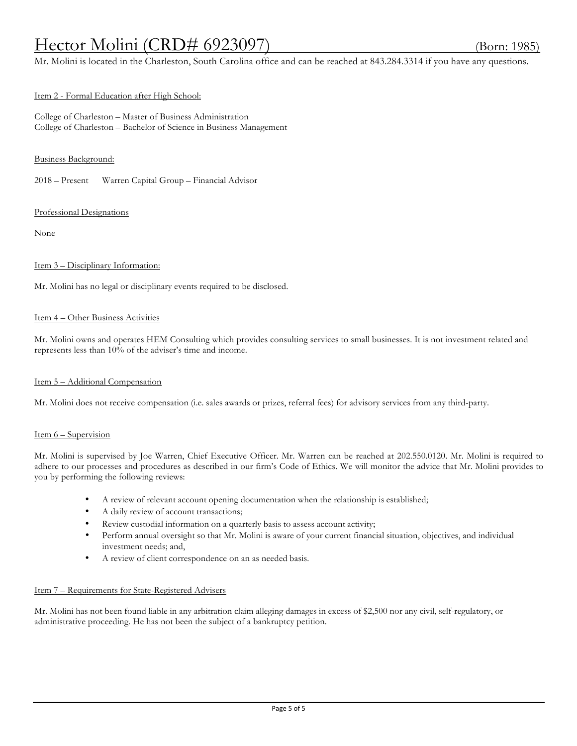# Hector Molini (CRD# 6923097) (Born: 1985)

Mr. Molini is located in the Charleston, South Carolina office and can be reached at 843.284.3314 if you have any questions.

## Item 2 - Formal Education after High School:

College of Charleston – Master of Business Administration
College of Charleston – Bachelor of Science in Business Management

## Business Background:

2018 – Present Warren Capital Group – Financial Advisor

## Professional Designations

None

## Item 3 – Disciplinary Information:

Mr. Molini has no legal or disciplinary events required to be disclosed.

## Item 4 – Other Business Activities

Mr. Molini owns and operates HEM Consulting which provides consulting services to small businesses. It is not investment related and represents less than 10% of the adviser's time and income.

## Item 5 – Additional Compensation

Mr. Molini does not receive compensation (i.e. sales awards or prizes, referral fees) for advisory services from any third-party.

## Item 6 – Supervision

Mr. Molini is supervised by Joe Warren, Chief Executive Officer. Mr. Warren can be reached at 202.550.0120. Mr. Molini is required to adhere to our processes and procedures as described in our firm's Code of Ethics. We will monitor the advice that Mr. Molini provides to you by performing the following reviews:

- A review of relevant account opening documentation when the relationship is established;
- A daily review of account transactions;
- Review custodial information on a quarterly basis to assess account activity;
- Perform annual oversight so that Mr. Molini is aware of your current financial situation, objectives, and individual investment needs; and,
- A review of client correspondence on an as needed basis.

## Item 7 – Requirements for State-Registered Advisers

Mr. Molini has not been found liable in any arbitration claim alleging damages in excess of $2,500 nor any civil, self-regulatory, or administrative proceeding. He has not been the subject of a bankruptcy petition.